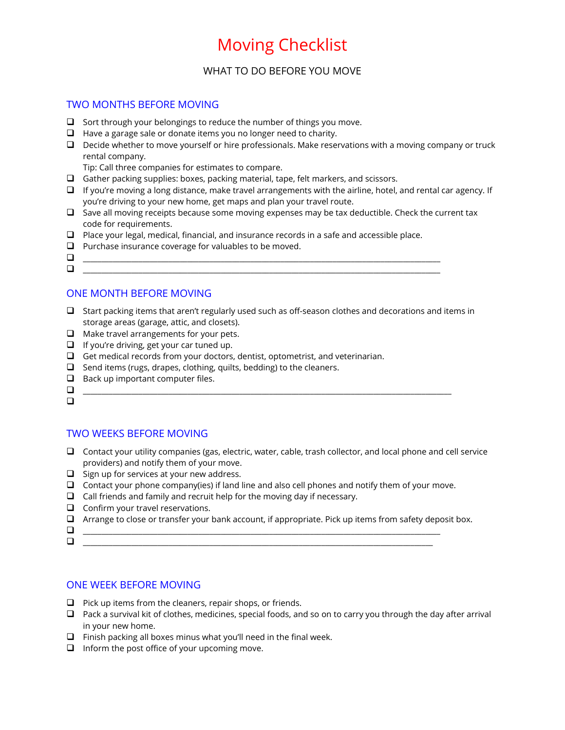# Moving Checklist

WHAT TO DO BEFORE YOU MOVE

## TWO MONTHS BEFORE MOVING

- ❑ Sort through your belongings to reduce the number of things you move.
- ❑ Have a garage sale or donate items you no longer need to charity.
- ❑ Decide whether to move yourself or hire professionals. Make reservations with a moving company or truck rental company.
  Tip: Call three companies for estimates to compare.
- ❑ Gather packing supplies: boxes, packing material, tape, felt markers, and scissors.
- ❑ If you're moving a long distance, make travel arrangements with the airline, hotel, and rental car agency. If you're driving to your new home, get maps and plan your travel route.
- ❑ Save all moving receipts because some moving expenses may be tax deductible. Check the current tax code for requirements.
- ❑ Place your legal, medical, financial, and insurance records in a safe and accessible place.
- ❑ Purchase insurance coverage for valuables to be moved.
- ❑ ________________________________________________________________________________
- ❑ ________________________________________________________________________________

## ONE MONTH BEFORE MOVING

- ❑ Start packing items that aren't regularly used such as off-season clothes and decorations and items in storage areas (garage, attic, and closets).
- ❑ Make travel arrangements for your pets.
- ❑ If you're driving, get your car tuned up.
- ❑ Get medical records from your doctors, dentist, optometrist, and veterinarian.
- ❑ Send items (rugs, drapes, clothing, quilts, bedding) to the cleaners.
- ❑ Back up important computer files.
- ❑ ________________________________________________________________________________
- ❑

## TWO WEEKS BEFORE MOVING

- ❑ Contact your utility companies (gas, electric, water, cable, trash collector, and local phone and cell service providers) and notify them of your move.
- ❑ Sign up for services at your new address.
- ❑ Contact your phone company(ies) if land line and also cell phones and notify them of your move.
- ❑ Call friends and family and recruit help for the moving day if necessary.
- ❑ Confirm your travel reservations.
- ❑ Arrange to close or transfer your bank account, if appropriate. Pick up items from safety deposit box.
- ❑ ________________________________________________________________________________
- ❑ ________________________________________________________________________________

## ONE WEEK BEFORE MOVING

- ❑ Pick up items from the cleaners, repair shops, or friends.
- ❑ Pack a survival kit of clothes, medicines, special foods, and so on to carry you through the day after arrival in your new home.
- ❑ Finish packing all boxes minus what you'll need in the final week.
- ❑ Inform the post office of your upcoming move.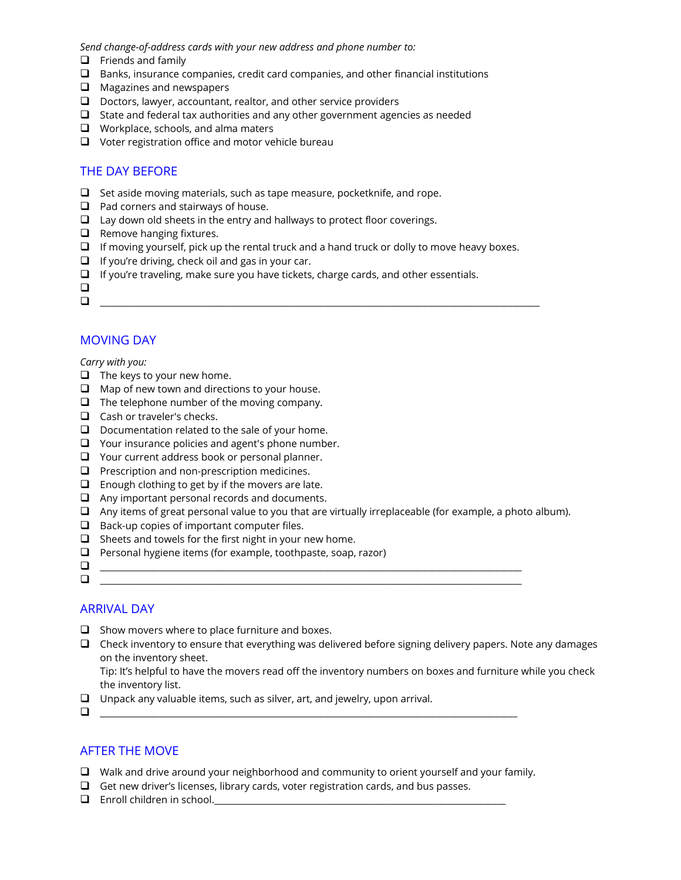*Send change-of-address cards with your new address and phone number to:*

- ❑ Friends and family
- ❑ Banks, insurance companies, credit card companies, and other financial institutions
- ❑ Magazines and newspapers
- ❑ Doctors, lawyer, accountant, realtor, and other service providers
- ❑ State and federal tax authorities and any other government agencies as needed
- ❑ Workplace, schools, and alma maters
- ❑ Voter registration office and motor vehicle bureau

## THE DAY BEFORE

- ❑ Set aside moving materials, such as tape measure, pocketknife, and rope.
- ❑ Pad corners and stairways of house.
- ❑ Lay down old sheets in the entry and hallways to protect floor coverings.
- ❑ Remove hanging fixtures.
- ❑ If moving yourself, pick up the rental truck and a hand truck or dolly to move heavy boxes.
- ❑ If you're driving, check oil and gas in your car.
- ❑ If you're traveling, make sure you have tickets, charge cards, and other essentials.
- ❑
- ❑ ________________________________________________________________________________

## MOVING DAY

*Carry with you:*

- ❑ The keys to your new home.
- ❑ Map of new town and directions to your house.
- ❑ The telephone number of the moving company.
- ❑ Cash or traveler's checks.
- ❑ Documentation related to the sale of your home.
- ❑ Your insurance policies and agent's phone number.
- ❑ Your current address book or personal planner.
- ❑ Prescription and non-prescription medicines.
- ❑ Enough clothing to get by if the movers are late.
- ❑ Any important personal records and documents.
- ❑ Any items of great personal value to you that are virtually irreplaceable (for example, a photo album).
- ❑ Back-up copies of important computer files.
- ❑ Sheets and towels for the first night in your new home.
- ❑ Personal hygiene items (for example, toothpaste, soap, razor)
- ❑ ________________________________________________________________________________
- ❑ ________________________________________________________________________________

## ARRIVAL DAY

- ❑ Show movers where to place furniture and boxes.
- ❑ Check inventory to ensure that everything was delivered before signing delivery papers. Note any damages on the inventory sheet.
  Tip: It's helpful to have the movers read off the inventory numbers on boxes and furniture while you check the inventory list.
- ❑ Unpack any valuable items, such as silver, art, and jewelry, upon arrival.
- ❑ ________________________________________________________________________________

## AFTER THE MOVE

- ❑ Walk and drive around your neighborhood and community to orient yourself and your family.
- ❑ Get new driver's licenses, library cards, voter registration cards, and bus passes.
- ❑ Enroll children in school.____________________________________________________________